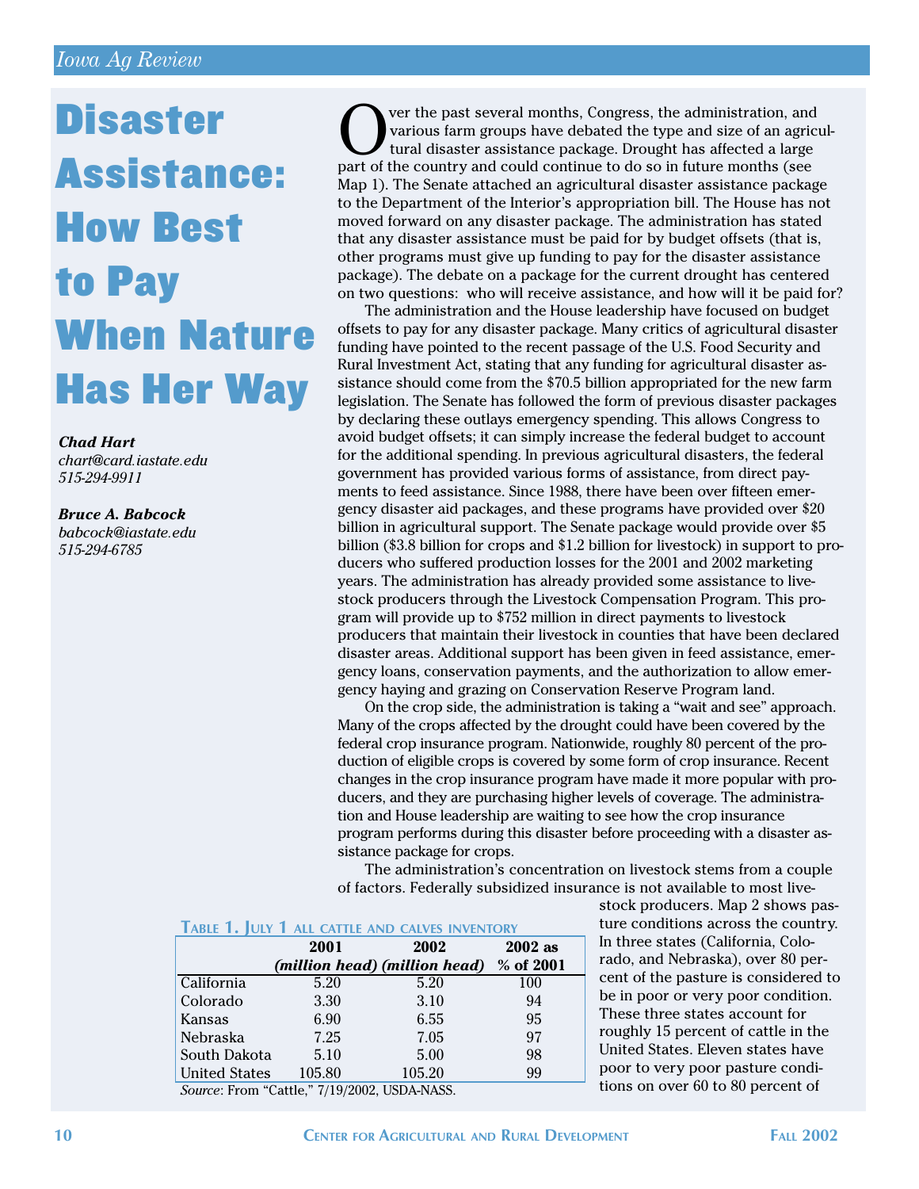# Disaster Assistance: How Best to Pay When Nature Has Her Way

***Chad Hart***
*chart@card.iastate.edu*
*515-294-9911*

***Bruce A. Babcock***
*babcock@iastate.edu*
*515-294-6785*

Over the past several months, Congress, the administration, and various farm groups have debated the type and size of an agricultural disaster assistance package. Drought has affected a large part of the country and could continue to do so in future months (see Map 1). The Senate attached an agricultural disaster assistance package to the Department of the Interior's appropriation bill. The House has not moved forward on any disaster package. The administration has stated that any disaster assistance must be paid for by budget offsets (that is, other programs must give up funding to pay for the disaster assistance package). The debate on a package for the current drought has centered on two questions: who will receive assistance, and how will it be paid for?

The administration and the House leadership have focused on budget offsets to pay for any disaster package. Many critics of agricultural disaster funding have pointed to the recent passage of the U.S. Food Security and Rural Investment Act, stating that any funding for agricultural disaster assistance should come from the $70.5 billion appropriated for the new farm legislation. The Senate has followed the form of previous disaster packages by declaring these outlays emergency spending. This allows Congress to avoid budget offsets; it can simply increase the federal budget to account for the additional spending. In previous agricultural disasters, the federal government has provided various forms of assistance, from direct payments to feed assistance. Since 1988, there have been over fifteen emergency disaster aid packages, and these programs have provided over $20 billion in agricultural support. The Senate package would provide over $5 billion ($3.8 billion for crops and $1.2 billion for livestock) in support to producers who suffered production losses for the 2001 and 2002 marketing years. The administration has already provided some assistance to livestock producers through the Livestock Compensation Program. This program will provide up to $752 million in direct payments to livestock producers that maintain their livestock in counties that have been declared disaster areas. Additional support has been given in feed assistance, emergency loans, conservation payments, and the authorization to allow emergency haying and grazing on Conservation Reserve Program land.

On the crop side, the administration is taking a "wait and see" approach. Many of the crops affected by the drought could have been covered by the federal crop insurance program. Nationwide, roughly 80 percent of the production of eligible crops is covered by some form of crop insurance. Recent changes in the crop insurance program have made it more popular with producers, and they are purchasing higher levels of coverage. The administration and House leadership are waiting to see how the crop insurance program performs during this disaster before proceeding with a disaster assistance package for crops.

The administration's concentration on livestock stems from a couple of factors. Federally subsidized insurance is not available to most livestock producers. Map 2 shows pasture conditions across the country. In three states (California, Colorado, and Nebraska), over 80 percent of the pasture is considered to be in poor or very poor condition. These three states account for roughly 15 percent of cattle in the United States. Eleven states have poor to very poor pasture conditions on over 60 to 80 percent of

**Table 1. July 1 all cattle and calves inventory**

| | 2001 (million head) | 2002 (million head) | 2002 as % of 2001 |
|---|---|---|---|
| California | 5.20 | 5.20 | 100 |
| Colorado | 3.30 | 3.10 | 94 |
| Kansas | 6.90 | 6.55 | 95 |
| Nebraska | 7.25 | 7.05 | 97 |
| South Dakota | 5.10 | 5.00 | 98 |
| United States | 105.80 | 105.20 | 99 |

*Source*: From "Cattle," 7/19/2002, USDA-NASS.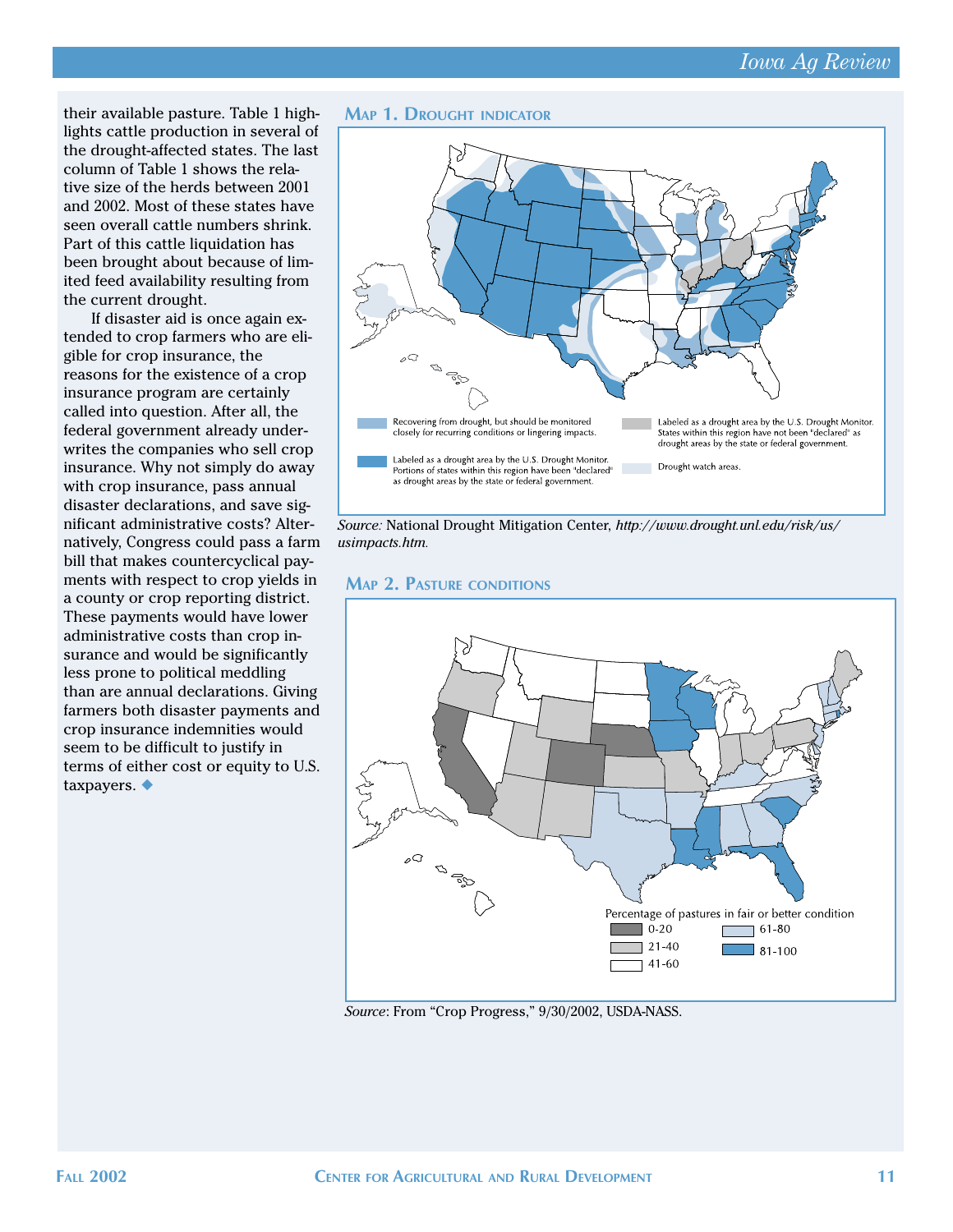their available pasture. Table 1 highlights cattle production in several of the drought-affected states. The last column of Table 1 shows the relative size of the herds between 2001 and 2002. Most of these states have seen overall cattle numbers shrink. Part of this cattle liquidation has been brought about because of limited feed availability resulting from the current drought.

If disaster aid is once again extended to crop farmers who are eligible for crop insurance, the reasons for the existence of a crop insurance program are certainly called into question. After all, the federal government already underwrites the companies who sell crop insurance. Why not simply do away with crop insurance, pass annual disaster declarations, and save significant administrative costs? Alternatively, Congress could pass a farm bill that makes countercyclical payments with respect to crop yields in a county or crop reporting district. These payments would have lower administrative costs than crop insurance and would be significantly less prone to political meddling than are annual declarations. Giving farmers both disaster payments and crop insurance indemnities would seem to be difficult to justify in terms of either cost or equity to U.S. taxpayers. ◆

## Map 1. Drought indicator

Recovering from drought, but should be monitored closely for recurring conditions or lingering impacts.

Labeled as a drought area by the U.S. Drought Monitor. Portions of states within this region have been "declared" as drought areas by the state or federal government.

Labeled as a drought area by the U.S. Drought Monitor. States within this region have not been "declared" as drought areas by the state or federal government.

Drought watch areas.

*Source:* National Drought Mitigation Center, *http://www.drought.unl.edu/risk/us/usimpacts.htm.*

## Map 2. Pasture conditions

Percentage of pastures in fair or better condition

0-20

21-40

41-60

61-80

81-100

*Source*: From "Crop Progress," 9/30/2002, USDA-NASS.